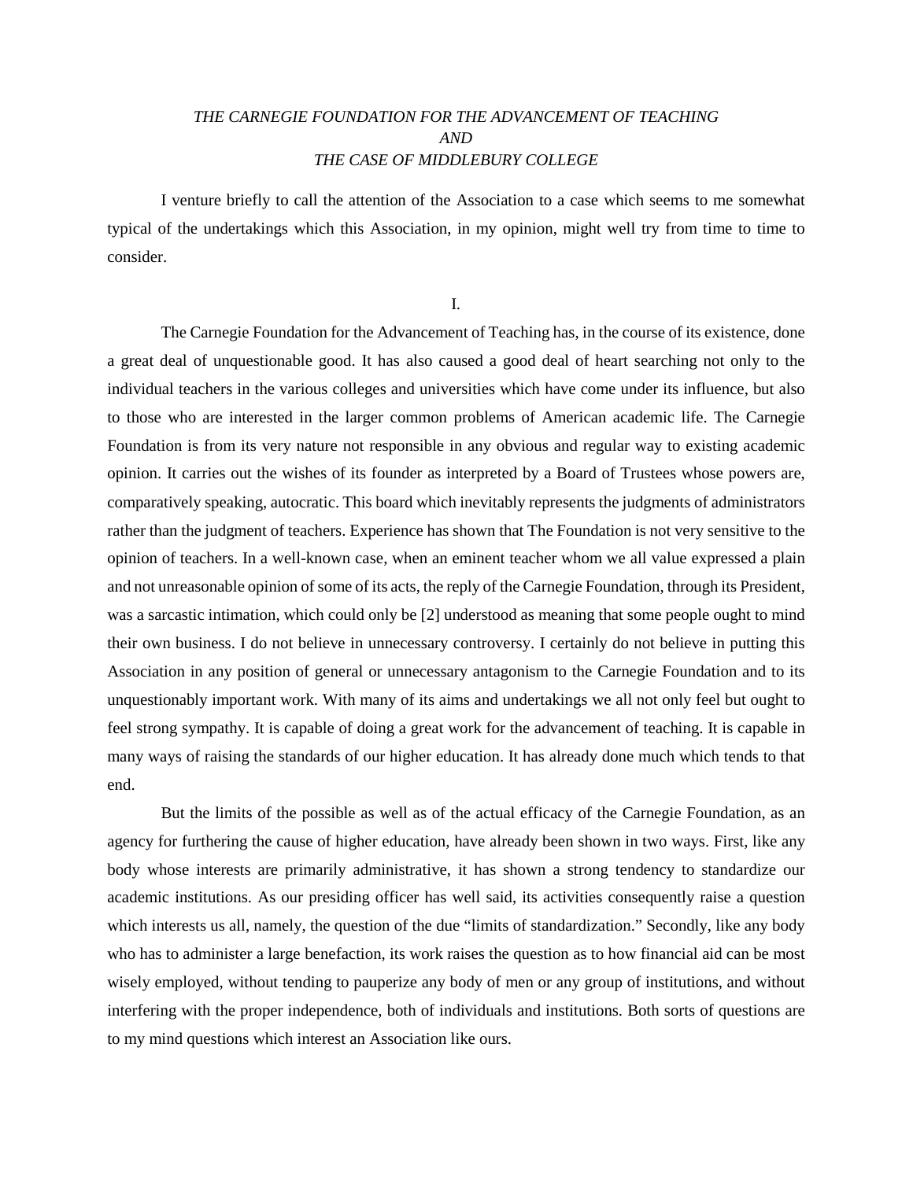*THE CARNEGIE FOUNDATION FOR THE ADVANCEMENT OF TEACHING*
*AND*
*THE CASE OF MIDDLEBURY COLLEGE*

I venture briefly to call the attention of the Association to a case which seems to me somewhat typical of the undertakings which this Association, in my opinion, might well try from time to time to consider.

I.

The Carnegie Foundation for the Advancement of Teaching has, in the course of its existence, done a great deal of unquestionable good. It has also caused a good deal of heart searching not only to the individual teachers in the various colleges and universities which have come under its influence, but also to those who are interested in the larger common problems of American academic life. The Carnegie Foundation is from its very nature not responsible in any obvious and regular way to existing academic opinion. It carries out the wishes of its founder as interpreted by a Board of Trustees whose powers are, comparatively speaking, autocratic. This board which inevitably represents the judgments of administrators rather than the judgment of teachers. Experience has shown that The Foundation is not very sensitive to the opinion of teachers. In a well-known case, when an eminent teacher whom we all value expressed a plain and not unreasonable opinion of some of its acts, the reply of the Carnegie Foundation, through its President, was a sarcastic intimation, which could only be [2] understood as meaning that some people ought to mind their own business. I do not believe in unnecessary controversy. I certainly do not believe in putting this Association in any position of general or unnecessary antagonism to the Carnegie Foundation and to its unquestionably important work. With many of its aims and undertakings we all not only feel but ought to feel strong sympathy. It is capable of doing a great work for the advancement of teaching. It is capable in many ways of raising the standards of our higher education. It has already done much which tends to that end.

But the limits of the possible as well as of the actual efficacy of the Carnegie Foundation, as an agency for furthering the cause of higher education, have already been shown in two ways. First, like any body whose interests are primarily administrative, it has shown a strong tendency to standardize our academic institutions. As our presiding officer has well said, its activities consequently raise a question which interests us all, namely, the question of the due "limits of standardization." Secondly, like any body who has to administer a large benefaction, its work raises the question as to how financial aid can be most wisely employed, without tending to pauperize any body of men or any group of institutions, and without interfering with the proper independence, both of individuals and institutions. Both sorts of questions are to my mind questions which interest an Association like ours.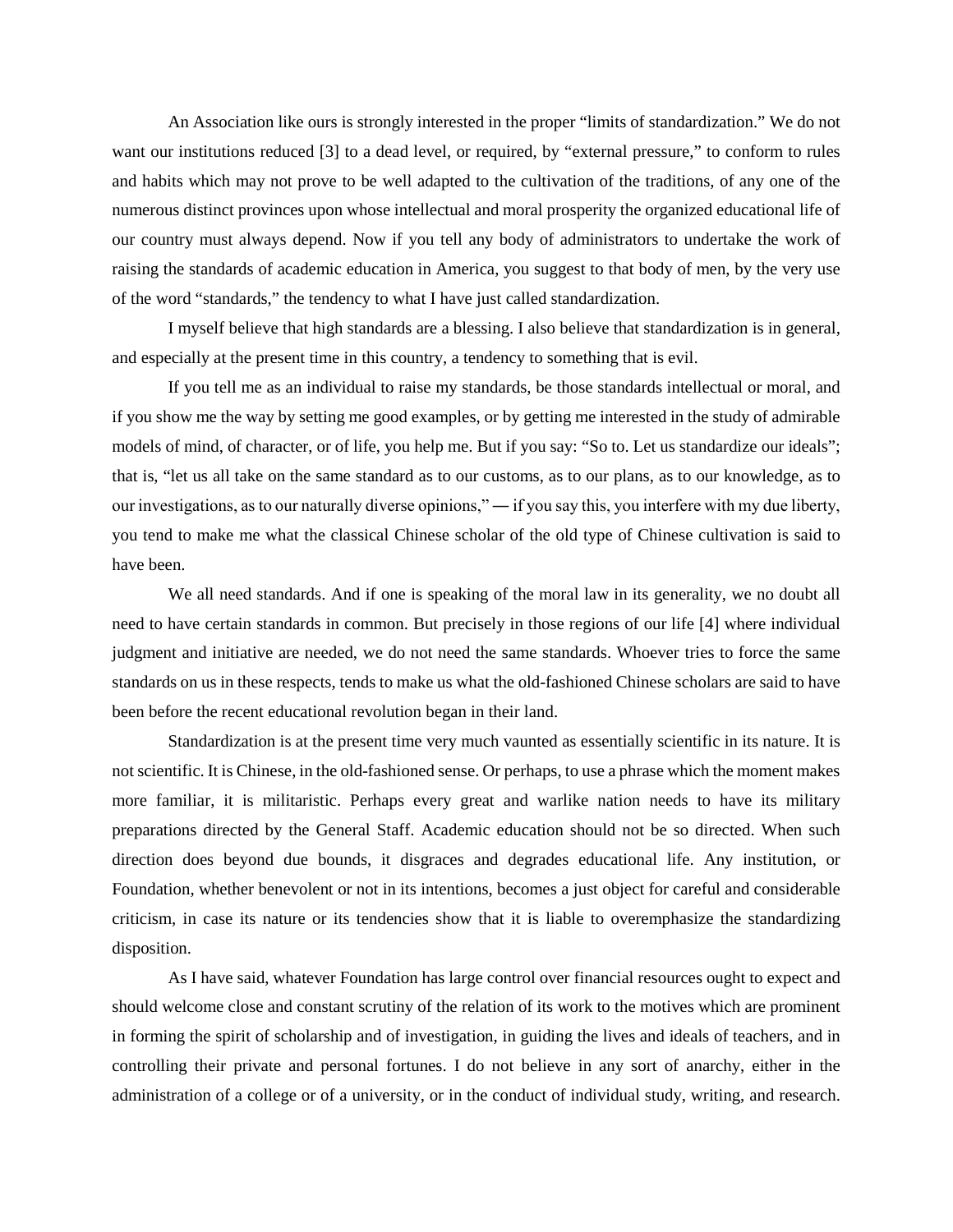An Association like ours is strongly interested in the proper "limits of standardization." We do not want our institutions reduced [3] to a dead level, or required, by "external pressure," to conform to rules and habits which may not prove to be well adapted to the cultivation of the traditions, of any one of the numerous distinct provinces upon whose intellectual and moral prosperity the organized educational life of our country must always depend. Now if you tell any body of administrators to undertake the work of raising the standards of academic education in America, you suggest to that body of men, by the very use of the word "standards," the tendency to what I have just called standardization.

I myself believe that high standards are a blessing. I also believe that standardization is in general, and especially at the present time in this country, a tendency to something that is evil.

If you tell me as an individual to raise my standards, be those standards intellectual or moral, and if you show me the way by setting me good examples, or by getting me interested in the study of admirable models of mind, of character, or of life, you help me. But if you say: "So to. Let us standardize our ideals"; that is, "let us all take on the same standard as to our customs, as to our plans, as to our knowledge, as to our investigations, as to our naturally diverse opinions," — if you say this, you interfere with my due liberty, you tend to make me what the classical Chinese scholar of the old type of Chinese cultivation is said to have been.

We all need standards. And if one is speaking of the moral law in its generality, we no doubt all need to have certain standards in common. But precisely in those regions of our life [4] where individual judgment and initiative are needed, we do not need the same standards. Whoever tries to force the same standards on us in these respects, tends to make us what the old-fashioned Chinese scholars are said to have been before the recent educational revolution began in their land.

Standardization is at the present time very much vaunted as essentially scientific in its nature. It is not scientific. It is Chinese, in the old-fashioned sense. Or perhaps, to use a phrase which the moment makes more familiar, it is militaristic. Perhaps every great and warlike nation needs to have its military preparations directed by the General Staff. Academic education should not be so directed. When such direction does beyond due bounds, it disgraces and degrades educational life. Any institution, or Foundation, whether benevolent or not in its intentions, becomes a just object for careful and considerable criticism, in case its nature or its tendencies show that it is liable to overemphasize the standardizing disposition.

As I have said, whatever Foundation has large control over financial resources ought to expect and should welcome close and constant scrutiny of the relation of its work to the motives which are prominent in forming the spirit of scholarship and of investigation, in guiding the lives and ideals of teachers, and in controlling their private and personal fortunes. I do not believe in any sort of anarchy, either in the administration of a college or of a university, or in the conduct of individual study, writing, and research.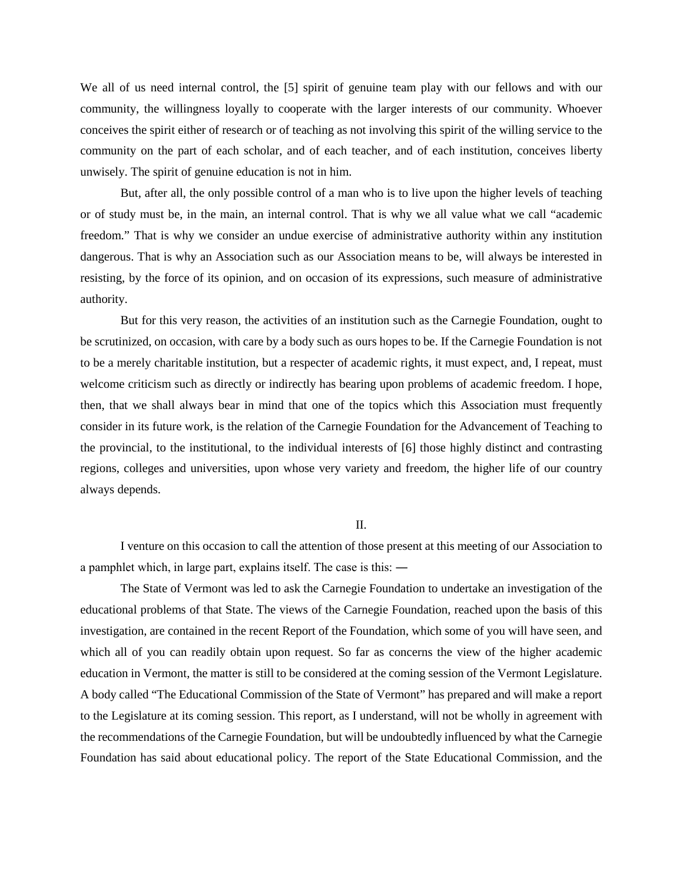We all of us need internal control, the [5] spirit of genuine team play with our fellows and with our community, the willingness loyally to cooperate with the larger interests of our community. Whoever conceives the spirit either of research or of teaching as not involving this spirit of the willing service to the community on the part of each scholar, and of each teacher, and of each institution, conceives liberty unwisely. The spirit of genuine education is not in him.

But, after all, the only possible control of a man who is to live upon the higher levels of teaching or of study must be, in the main, an internal control. That is why we all value what we call "academic freedom." That is why we consider an undue exercise of administrative authority within any institution dangerous. That is why an Association such as our Association means to be, will always be interested in resisting, by the force of its opinion, and on occasion of its expressions, such measure of administrative authority.

But for this very reason, the activities of an institution such as the Carnegie Foundation, ought to be scrutinized, on occasion, with care by a body such as ours hopes to be. If the Carnegie Foundation is not to be a merely charitable institution, but a respecter of academic rights, it must expect, and, I repeat, must welcome criticism such as directly or indirectly has bearing upon problems of academic freedom. I hope, then, that we shall always bear in mind that one of the topics which this Association must frequently consider in its future work, is the relation of the Carnegie Foundation for the Advancement of Teaching to the provincial, to the institutional, to the individual interests of [6] those highly distinct and contrasting regions, colleges and universities, upon whose very variety and freedom, the higher life of our country always depends.

## II.

I venture on this occasion to call the attention of those present at this meeting of our Association to a pamphlet which, in large part, explains itself. The case is this: —

The State of Vermont was led to ask the Carnegie Foundation to undertake an investigation of the educational problems of that State. The views of the Carnegie Foundation, reached upon the basis of this investigation, are contained in the recent Report of the Foundation, which some of you will have seen, and which all of you can readily obtain upon request. So far as concerns the view of the higher academic education in Vermont, the matter is still to be considered at the coming session of the Vermont Legislature. A body called "The Educational Commission of the State of Vermont" has prepared and will make a report to the Legislature at its coming session. This report, as I understand, will not be wholly in agreement with the recommendations of the Carnegie Foundation, but will be undoubtedly influenced by what the Carnegie Foundation has said about educational policy. The report of the State Educational Commission, and the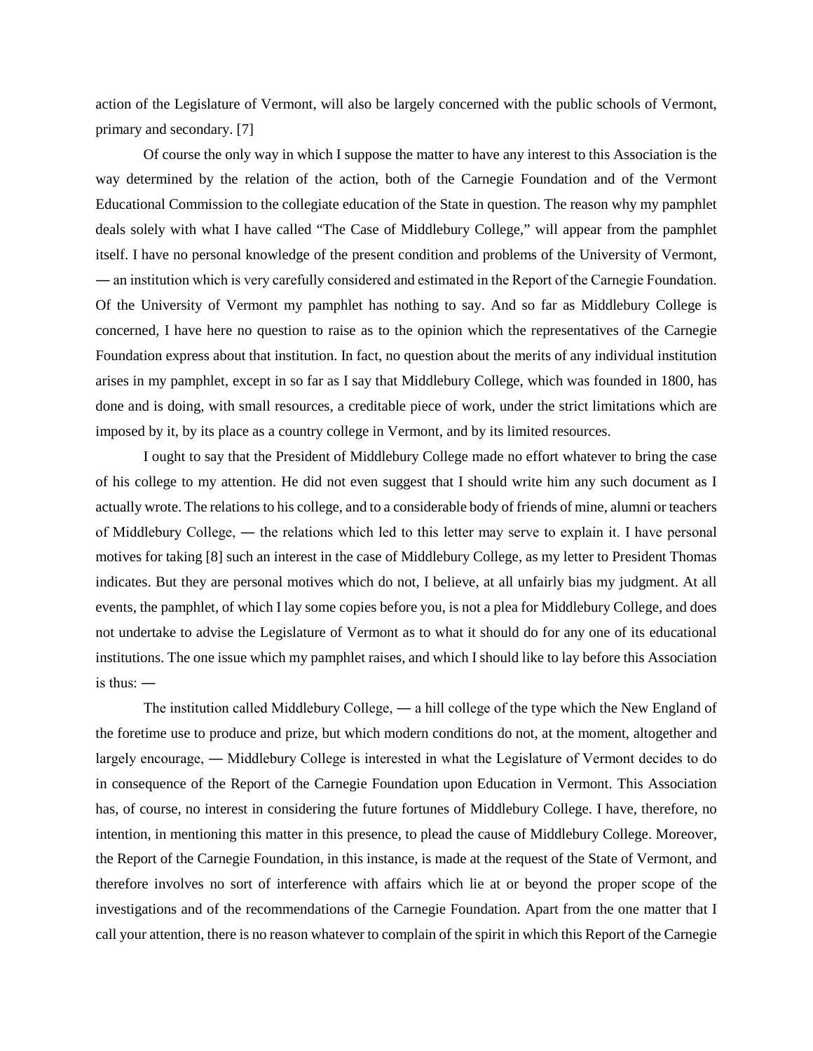action of the Legislature of Vermont, will also be largely concerned with the public schools of Vermont, primary and secondary. [7]

Of course the only way in which I suppose the matter to have any interest to this Association is the way determined by the relation of the action, both of the Carnegie Foundation and of the Vermont Educational Commission to the collegiate education of the State in question. The reason why my pamphlet deals solely with what I have called "The Case of Middlebury College," will appear from the pamphlet itself. I have no personal knowledge of the present condition and problems of the University of Vermont, ― an institution which is very carefully considered and estimated in the Report of the Carnegie Foundation. Of the University of Vermont my pamphlet has nothing to say. And so far as Middlebury College is concerned, I have here no question to raise as to the opinion which the representatives of the Carnegie Foundation express about that institution. In fact, no question about the merits of any individual institution arises in my pamphlet, except in so far as I say that Middlebury College, which was founded in 1800, has done and is doing, with small resources, a creditable piece of work, under the strict limitations which are imposed by it, by its place as a country college in Vermont, and by its limited resources.

I ought to say that the President of Middlebury College made no effort whatever to bring the case of his college to my attention. He did not even suggest that I should write him any such document as I actually wrote. The relations to his college, and to a considerable body of friends of mine, alumni or teachers of Middlebury College, ― the relations which led to this letter may serve to explain it. I have personal motives for taking [8] such an interest in the case of Middlebury College, as my letter to President Thomas indicates. But they are personal motives which do not, I believe, at all unfairly bias my judgment. At all events, the pamphlet, of which I lay some copies before you, is not a plea for Middlebury College, and does not undertake to advise the Legislature of Vermont as to what it should do for any one of its educational institutions. The one issue which my pamphlet raises, and which I should like to lay before this Association is thus: ―

The institution called Middlebury College, ― a hill college of the type which the New England of the foretime use to produce and prize, but which modern conditions do not, at the moment, altogether and largely encourage, ― Middlebury College is interested in what the Legislature of Vermont decides to do in consequence of the Report of the Carnegie Foundation upon Education in Vermont. This Association has, of course, no interest in considering the future fortunes of Middlebury College. I have, therefore, no intention, in mentioning this matter in this presence, to plead the cause of Middlebury College. Moreover, the Report of the Carnegie Foundation, in this instance, is made at the request of the State of Vermont, and therefore involves no sort of interference with affairs which lie at or beyond the proper scope of the investigations and of the recommendations of the Carnegie Foundation. Apart from the one matter that I call your attention, there is no reason whatever to complain of the spirit in which this Report of the Carnegie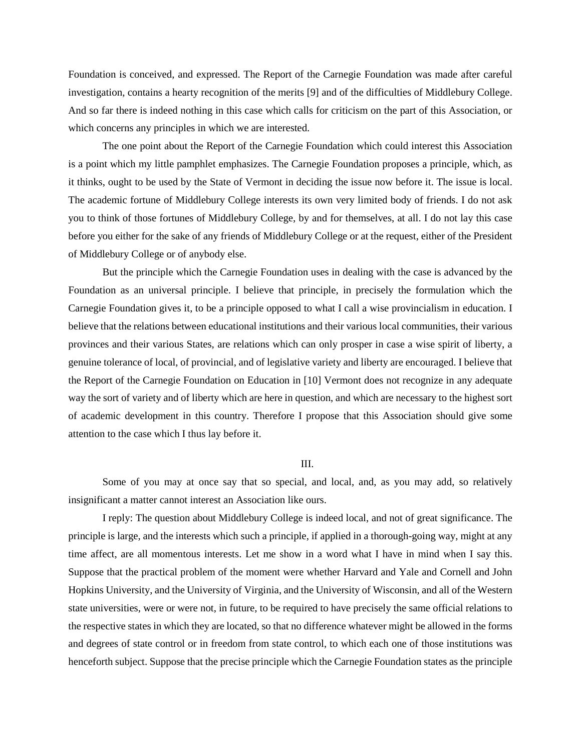Foundation is conceived, and expressed. The Report of the Carnegie Foundation was made after careful investigation, contains a hearty recognition of the merits [9] and of the difficulties of Middlebury College. And so far there is indeed nothing in this case which calls for criticism on the part of this Association, or which concerns any principles in which we are interested.

The one point about the Report of the Carnegie Foundation which could interest this Association is a point which my little pamphlet emphasizes. The Carnegie Foundation proposes a principle, which, as it thinks, ought to be used by the State of Vermont in deciding the issue now before it. The issue is local. The academic fortune of Middlebury College interests its own very limited body of friends. I do not ask you to think of those fortunes of Middlebury College, by and for themselves, at all. I do not lay this case before you either for the sake of any friends of Middlebury College or at the request, either of the President of Middlebury College or of anybody else.

But the principle which the Carnegie Foundation uses in dealing with the case is advanced by the Foundation as an universal principle. I believe that principle, in precisely the formulation which the Carnegie Foundation gives it, to be a principle opposed to what I call a wise provincialism in education. I believe that the relations between educational institutions and their various local communities, their various provinces and their various States, are relations which can only prosper in case a wise spirit of liberty, a genuine tolerance of local, of provincial, and of legislative variety and liberty are encouraged. I believe that the Report of the Carnegie Foundation on Education in [10] Vermont does not recognize in any adequate way the sort of variety and of liberty which are here in question, and which are necessary to the highest sort of academic development in this country. Therefore I propose that this Association should give some attention to the case which I thus lay before it.

## III.

Some of you may at once say that so special, and local, and, as you may add, so relatively insignificant a matter cannot interest an Association like ours.

I reply: The question about Middlebury College is indeed local, and not of great significance. The principle is large, and the interests which such a principle, if applied in a thorough-going way, might at any time affect, are all momentous interests. Let me show in a word what I have in mind when I say this. Suppose that the practical problem of the moment were whether Harvard and Yale and Cornell and John Hopkins University, and the University of Virginia, and the University of Wisconsin, and all of the Western state universities, were or were not, in future, to be required to have precisely the same official relations to the respective states in which they are located, so that no difference whatever might be allowed in the forms and degrees of state control or in freedom from state control, to which each one of those institutions was henceforth subject. Suppose that the precise principle which the Carnegie Foundation states as the principle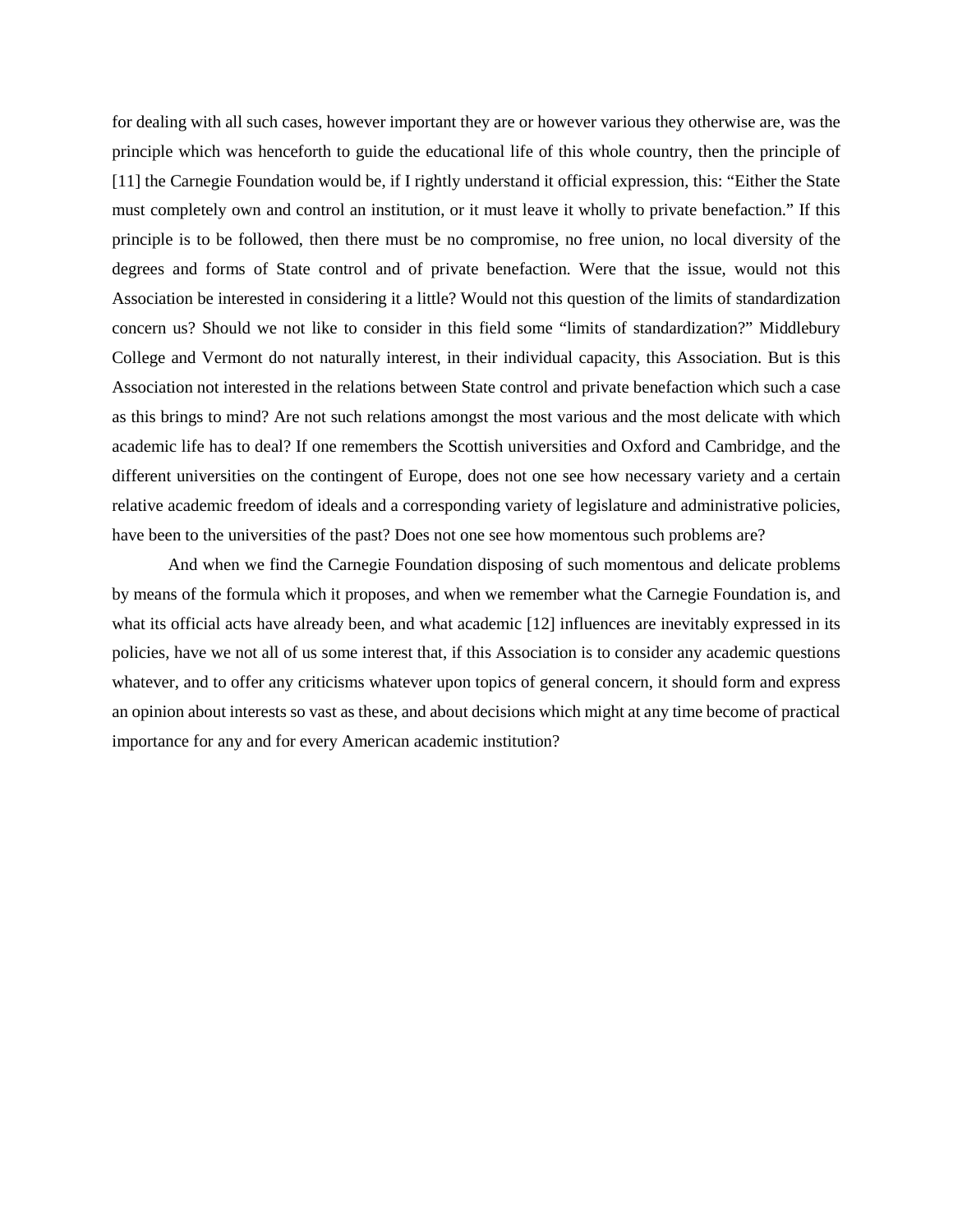for dealing with all such cases, however important they are or however various they otherwise are, was the principle which was henceforth to guide the educational life of this whole country, then the principle of [11] the Carnegie Foundation would be, if I rightly understand it official expression, this: "Either the State must completely own and control an institution, or it must leave it wholly to private benefaction." If this principle is to be followed, then there must be no compromise, no free union, no local diversity of the degrees and forms of State control and of private benefaction. Were that the issue, would not this Association be interested in considering it a little? Would not this question of the limits of standardization concern us? Should we not like to consider in this field some "limits of standardization?" Middlebury College and Vermont do not naturally interest, in their individual capacity, this Association. But is this Association not interested in the relations between State control and private benefaction which such a case as this brings to mind? Are not such relations amongst the most various and the most delicate with which academic life has to deal? If one remembers the Scottish universities and Oxford and Cambridge, and the different universities on the contingent of Europe, does not one see how necessary variety and a certain relative academic freedom of ideals and a corresponding variety of legislature and administrative policies, have been to the universities of the past? Does not one see how momentous such problems are?

And when we find the Carnegie Foundation disposing of such momentous and delicate problems by means of the formula which it proposes, and when we remember what the Carnegie Foundation is, and what its official acts have already been, and what academic [12] influences are inevitably expressed in its policies, have we not all of us some interest that, if this Association is to consider any academic questions whatever, and to offer any criticisms whatever upon topics of general concern, it should form and express an opinion about interests so vast as these, and about decisions which might at any time become of practical importance for any and for every American academic institution?